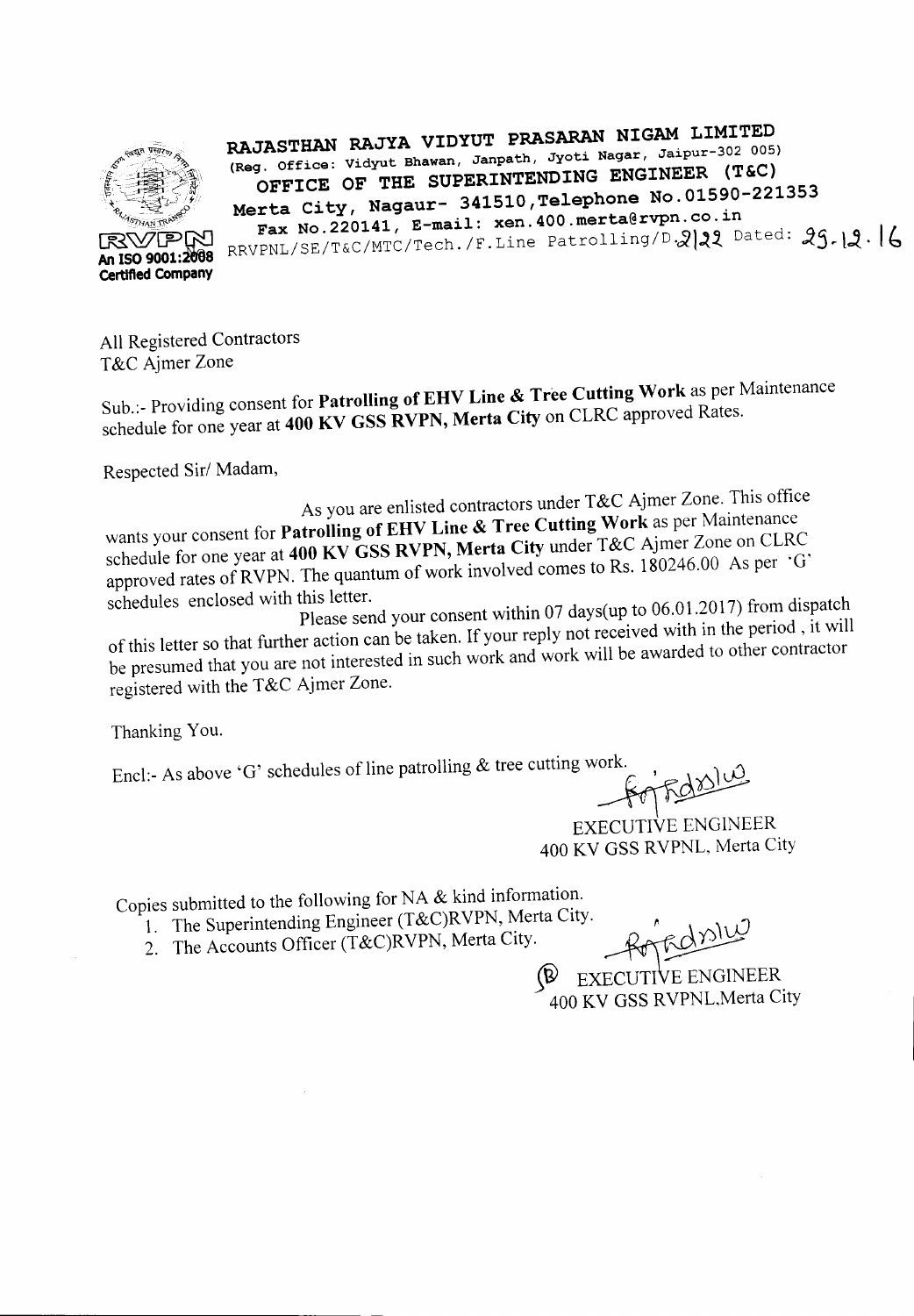**RAJASTHAN RAJYA VIDYUT PRASARAN NIGAM LIMITED**
(Reg. Office: Vidyut Bhawan, Janpath, Jyoti Nagar, Jaipur-302 005)
**OFFICE OF THE SUPERINTENDING ENGINEER (T&C)**
**Merta City, Nagaur- 341510, Telephone No.01590-221353**
**Fax No.220141, E-mail: xen.400.merta@rvpn.co.in**

RVPN
An ISO 9001:2008 Certified Company

RRVPNL/SE/T&C/MTC/Tech./F.Line Patrolling/D.2122 Dated: 25.12.16

All Registered Contractors
T&C Ajmer Zone

Sub.:- Providing consent for **Patrolling of EHV Line & Tree Cutting Work** as per Maintenance schedule for one year at **400 KV GSS RVPN, Merta City** on CLRC approved Rates.

Respected Sir/ Madam,

As you are enlisted contractors under T&C Ajmer Zone. This office wants your consent for **Patrolling of EHV Line & Tree Cutting Work** as per Maintenance schedule for one year at **400 KV GSS RVPN, Merta City** under T&C Ajmer Zone on CLRC approved rates of RVPN. The quantum of work involved comes to Rs. 180246.00 As per 'G' schedules enclosed with this letter.

Please send your consent within 07 days(up to 06.01.2017) from dispatch of this letter so that further action can be taken. If your reply not received with in the period , it will be presumed that you are not interested in such work and work will be awarded to other contractor registered with the T&C Ajmer Zone.

Thanking You.

Encl:- As above 'G' schedules of line patrolling & tree cutting work.

EXECUTIVE ENGINEER
400 KV GSS RVPNL, Merta City

Copies submitted to the following for NA & kind information.

1. The Superintending Engineer (T&C)RVPN, Merta City.
2. The Accounts Officer (T&C)RVPN, Merta City.

EXECUTIVE ENGINEER
400 KV GSS RVPNL,Merta City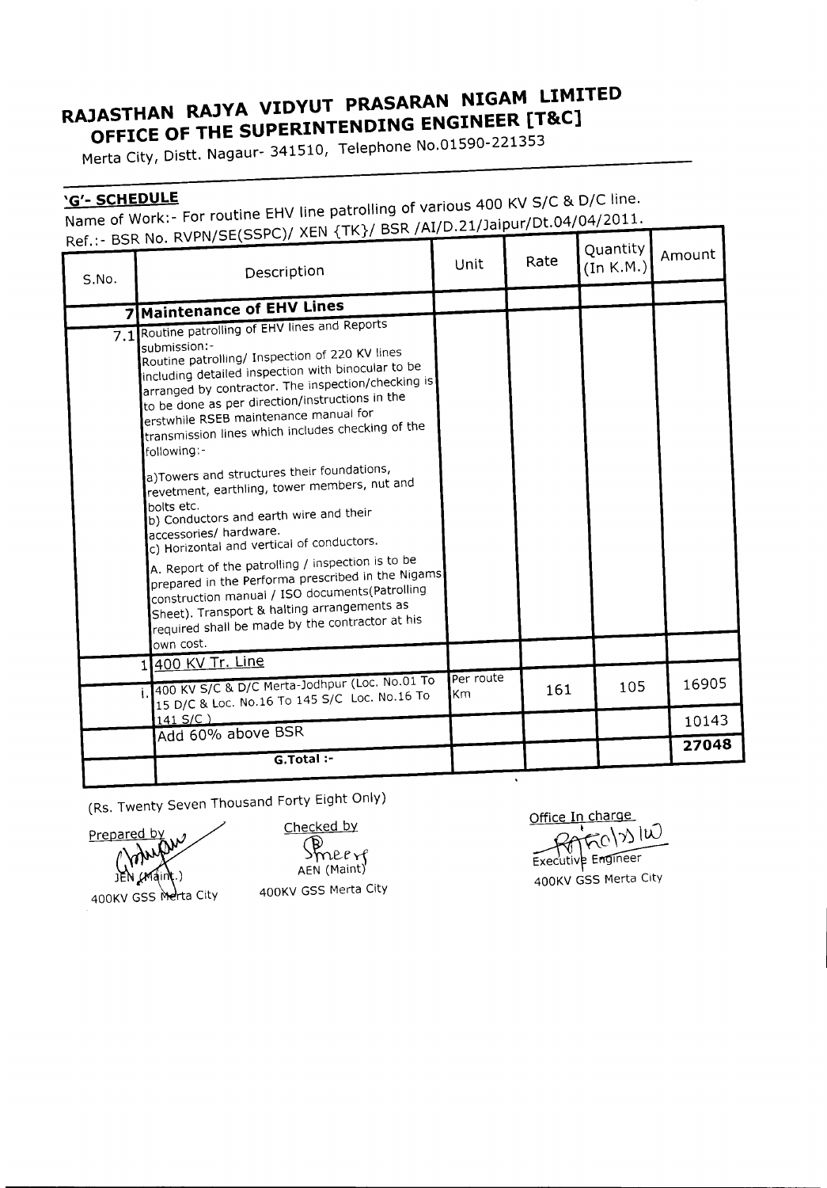# RAJASTHAN RAJYA VIDYUT PRASARAN NIGAM LIMITED
## OFFICE OF THE SUPERINTENDING ENGINEER [T&C]

Merta City, Distt. Nagaur- 341510, Telephone No.01590-221353

**'G'- SCHEDULE**

Name of Work:- For routine EHV line patrolling of various 400 KV S/C & D/C line.

Ref.:- BSR No. RVPN/SE(SSPC)/ XEN {TK}/ BSR /AI/D.21/Jaipur/Dt.04/04/2011.

| S.No. | Description | Unit | Rate | Quantity (In K.M.) | Amount |
|---|---|---|---|---|---|
| 7 | **Maintenance of EHV Lines** | | | | |
| 7.1 | Routine patrolling of EHV lines and Reports submission:-<br>Routine patrolling/ Inspection of 220 KV lines including detailed inspection with binocular to be arranged by contractor. The inspection/checking is to be done as per direction/instructions in the erstwhile RSEB maintenance manual for transmission lines which includes checking of the following:-<br>a)Towers and structures their foundations, revetment, earthling, tower members, nut and bolts etc.<br>b) Conductors and earth wire and their accessories/ hardware.<br>c) Horizontal and vertical of conductors.<br>A. Report of the patrolling / inspection is to be prepared in the Performa prescribed in the Nigams construction manual / ISO documents(Patrolling Sheet). Transport & halting arrangements as required shall be made by the contractor at his own cost. | | | | |
| 1 | 400 KV Tr. Line | | | | |
| i. | 400 KV S/C & D/C Merta-Jodhpur (Loc. No.01 To 15 D/C & Loc. No.16 To 145 S/C Loc. No.16 To 141 S/C ) | Per route Km | 161 | 105 | 16905 |
| | Add 60% above BSR | | | | 10143 |
| | **G.Total :-** | | | | **27048** |

(Rs. Twenty Seven Thousand Forty Eight Only)

Prepared by
JEN (Maint.)
400KV GSS Merta City

Checked by
AEN (Maint)
400KV GSS Merta City

Office In charge
Executive Engineer
400KV GSS Merta City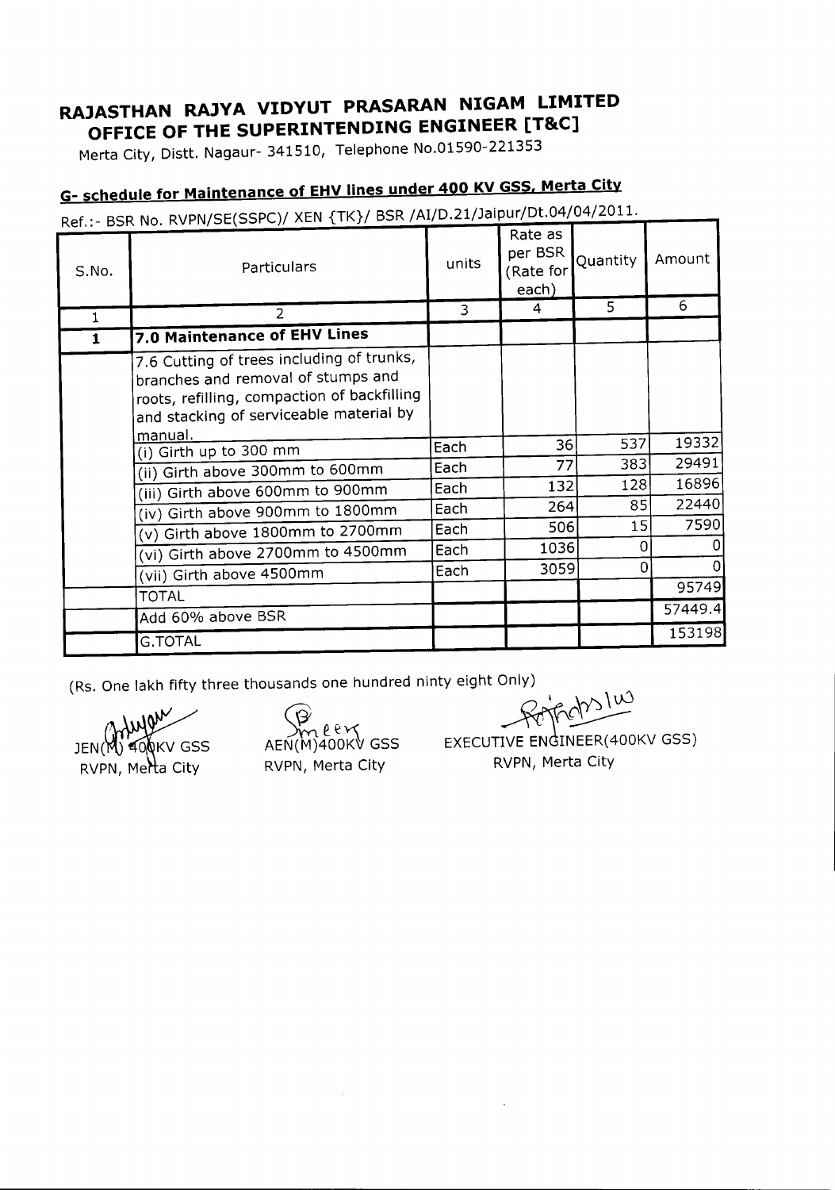# RAJASTHAN RAJYA VIDYUT PRASARAN NIGAM LIMITED
## OFFICE OF THE SUPERINTENDING ENGINEER [T&C]

Merta City, Distt. Nagaur- 341510, Telephone No.01590-221353

### G- schedule for Maintenance of EHV lines under 400 KV GSS, Merta City

Ref.:- BSR No. RVPN/SE(SSPC)/ XEN {TK}/ BSR /AI/D.21/Jaipur/Dt.04/04/2011.

| S.No. | Particulars | units | Rate as per BSR (Rate for each) | Quantity | Amount |
|---|---|---|---|---|---|
| 1 | 2 | 3 | 4 | 5 | 6 |
| **1** | **7.0 Maintenance of EHV Lines** | | | | |
| | 7.6 Cutting of trees including of trunks, branches and removal of stumps and roots, refilling, compaction of backfilling and stacking of serviceable material by manual. | | | | |
| | (i) Girth up to 300 mm | Each | 36 | 537 | 19332 |
| | (ii) Girth above 300mm to 600mm | Each | 77 | 383 | 29491 |
| | (iii) Girth above 600mm to 900mm | Each | 132 | 128 | 16896 |
| | (iv) Girth above 900mm to 1800mm | Each | 264 | 85 | 22440 |
| | (v) Girth above 1800mm to 2700mm | Each | 506 | 15 | 7590 |
| | (vi) Girth above 2700mm to 4500mm | Each | 1036 | 0 | 0 |
| | (vii) Girth above 4500mm | Each | 3059 | 0 | 0 |
| | TOTAL | | | | 95749 |
| | Add 60% above BSR | | | | 57449.4 |
| | G.TOTAL | | | | 153198 |

(Rs. One lakh fifty three thousands one hundred ninty eight Only)

JEN(M) 400KV GSS
RVPN, Merta City

AEN(M)400KV GSS
RVPN, Merta City

EXECUTIVE ENGINEER(400KV GSS)
RVPN, Merta City